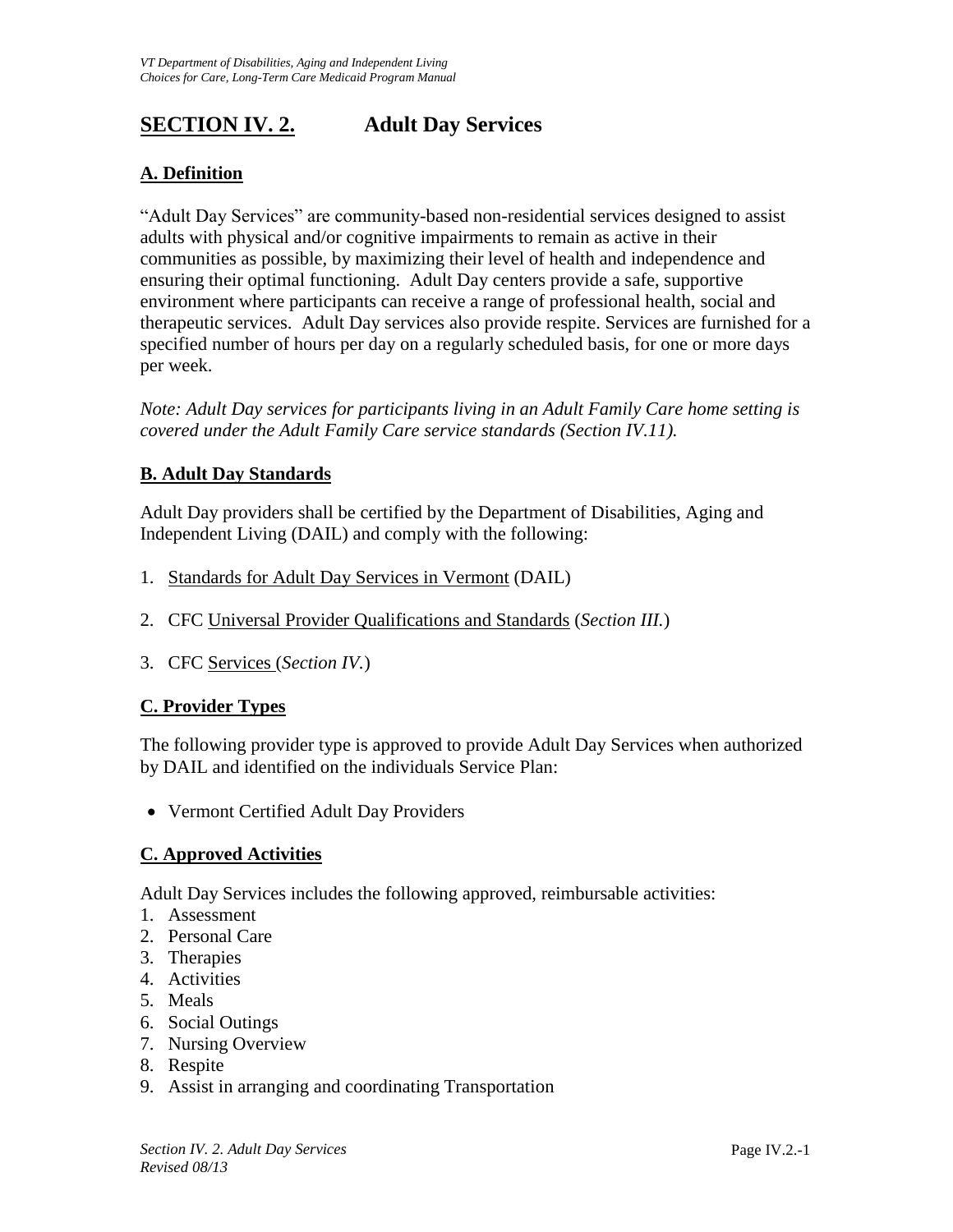# SECTION IV. 2. Adult Day Services

## A. Definition

"Adult Day Services" are community-based non-residential services designed to assist adults with physical and/or cognitive impairments to remain as active in their communities as possible, by maximizing their level of health and independence and ensuring their optimal functioning. Adult Day centers provide a safe, supportive environment where participants can receive a range of professional health, social and therapeutic services. Adult Day services also provide respite. Services are furnished for a specified number of hours per day on a regularly scheduled basis, for one or more days per week.

*Note: Adult Day services for participants living in an Adult Family Care home setting is covered under the Adult Family Care service standards (Section IV.11).*

## B. Adult Day Standards

Adult Day providers shall be certified by the Department of Disabilities, Aging and Independent Living (DAIL) and comply with the following:

1. Standards for Adult Day Services in Vermont (DAIL)
2. CFC Universal Provider Qualifications and Standards (*Section III.*)
3. CFC Services (*Section IV.*)

## C. Provider Types

The following provider type is approved to provide Adult Day Services when authorized by DAIL and identified on the individuals Service Plan:

- Vermont Certified Adult Day Providers

## C. Approved Activities

Adult Day Services includes the following approved, reimbursable activities:

1. Assessment
2. Personal Care
3. Therapies
4. Activities
5. Meals
6. Social Outings
7. Nursing Overview
8. Respite
9. Assist in arranging and coordinating Transportation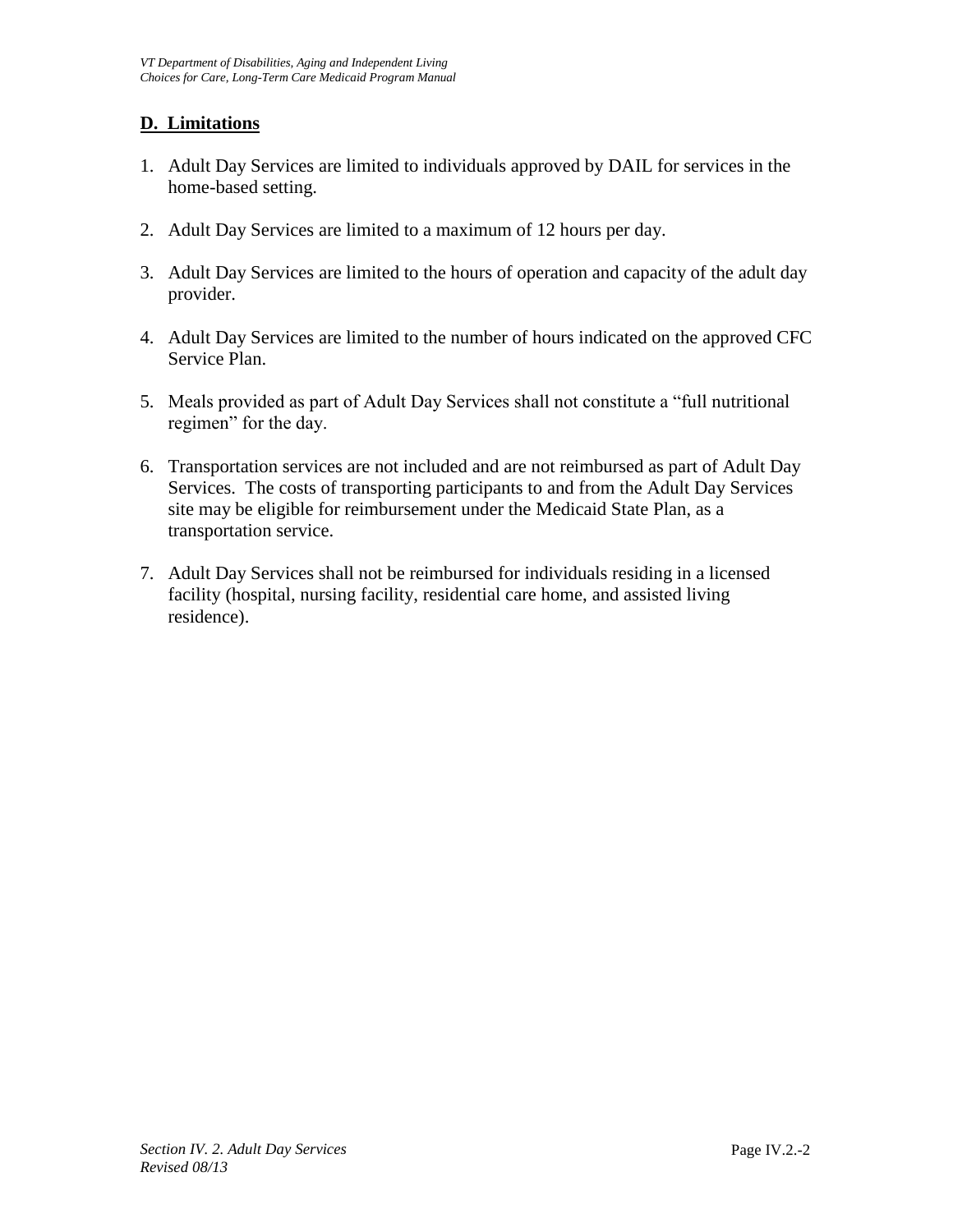## D. Limitations

1. Adult Day Services are limited to individuals approved by DAIL for services in the home-based setting.

2. Adult Day Services are limited to a maximum of 12 hours per day.

3. Adult Day Services are limited to the hours of operation and capacity of the adult day provider.

4. Adult Day Services are limited to the number of hours indicated on the approved CFC Service Plan.

5. Meals provided as part of Adult Day Services shall not constitute a "full nutritional regimen" for the day.

6. Transportation services are not included and are not reimbursed as part of Adult Day Services. The costs of transporting participants to and from the Adult Day Services site may be eligible for reimbursement under the Medicaid State Plan, as a transportation service.

7. Adult Day Services shall not be reimbursed for individuals residing in a licensed facility (hospital, nursing facility, residential care home, and assisted living residence).